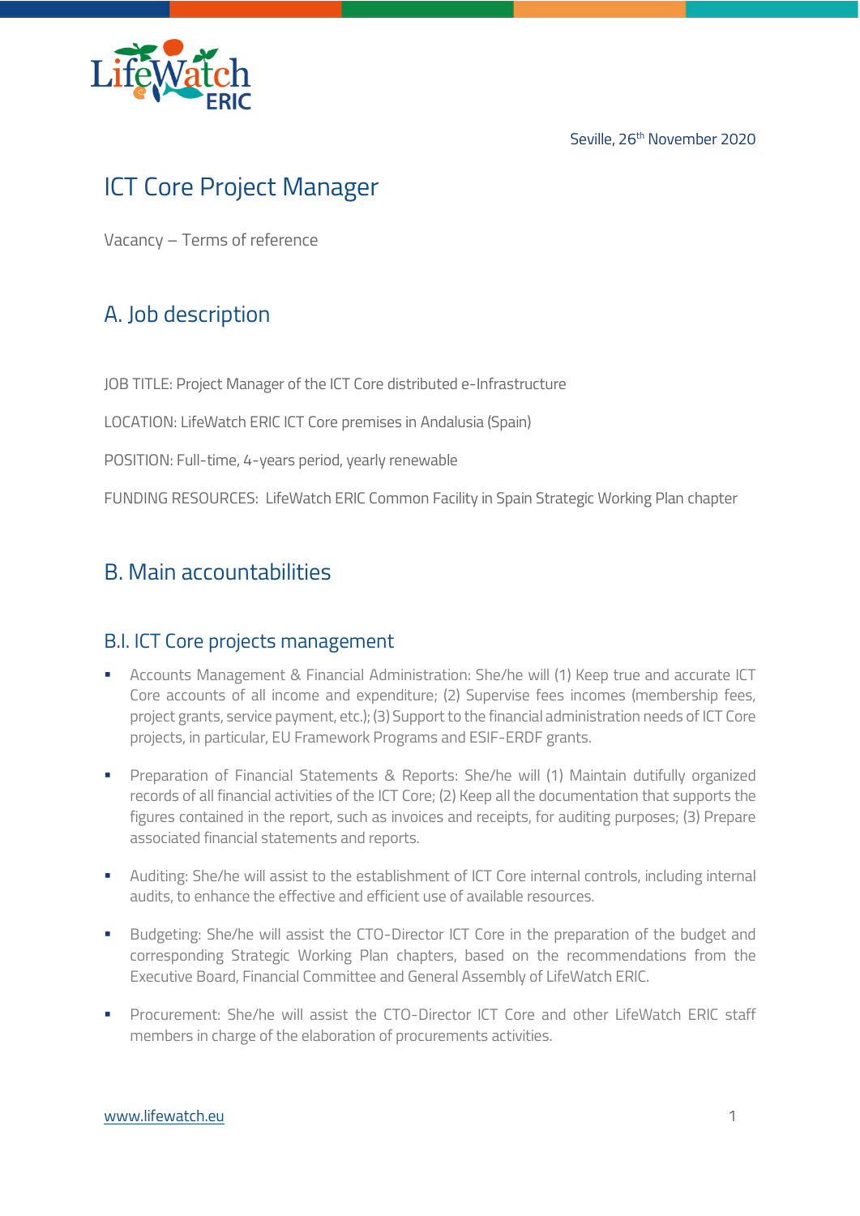Seville, 26th November 2020

# ICT Core Project Manager

Vacancy – Terms of reference

## A. Job description

JOB TITLE: Project Manager of the ICT Core distributed e-Infrastructure

LOCATION: LifeWatch ERIC ICT Core premises in Andalusia (Spain)

POSITION: Full-time, 4-years period, yearly renewable

FUNDING RESOURCES: LifeWatch ERIC Common Facility in Spain Strategic Working Plan chapter

## B. Main accountabilities

### B.I. ICT Core projects management

- Accounts Management & Financial Administration: She/he will (1) Keep true and accurate ICT Core accounts of all income and expenditure; (2) Supervise fees incomes (membership fees, project grants, service payment, etc.); (3) Support to the financial administration needs of ICT Core projects, in particular, EU Framework Programs and ESIF-ERDF grants.
- Preparation of Financial Statements & Reports: She/he will (1) Maintain dutifully organized records of all financial activities of the ICT Core; (2) Keep all the documentation that supports the figures contained in the report, such as invoices and receipts, for auditing purposes; (3) Prepare associated financial statements and reports.
- Auditing: She/he will assist to the establishment of ICT Core internal controls, including internal audits, to enhance the effective and efficient use of available resources.
- Budgeting: She/he will assist the CTO-Director ICT Core in the preparation of the budget and corresponding Strategic Working Plan chapters, based on the recommendations from the Executive Board, Financial Committee and General Assembly of LifeWatch ERIC.
- Procurement: She/he will assist the CTO-Director ICT Core and other LifeWatch ERIC staff members in charge of the elaboration of procurements activities.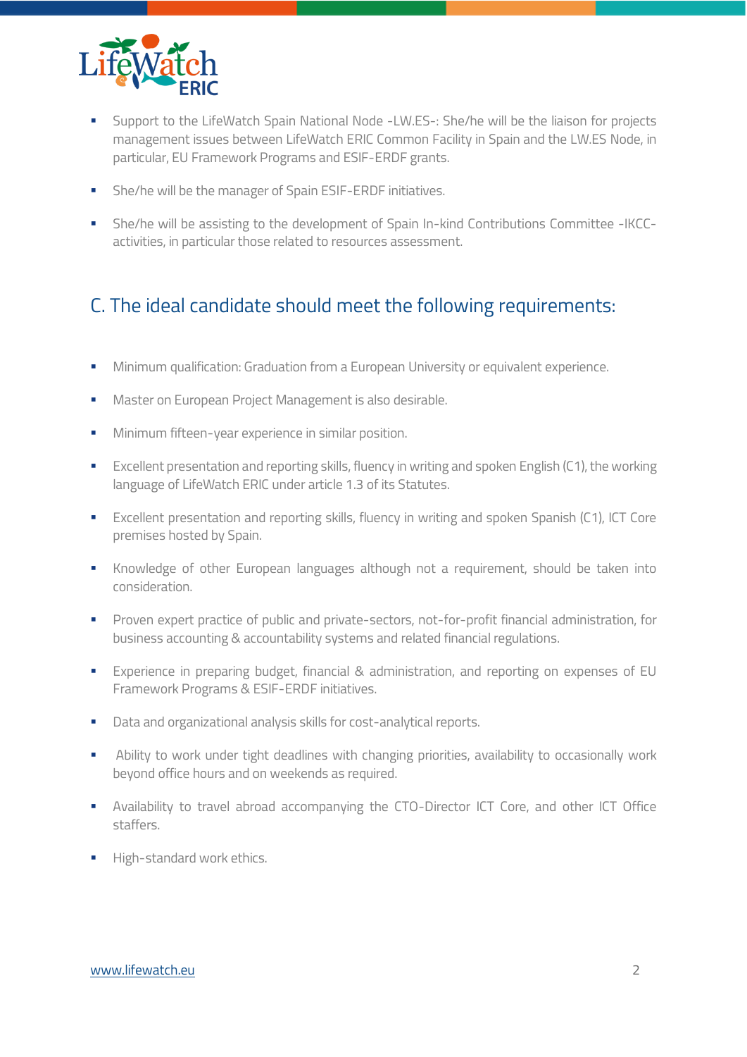- Support to the LifeWatch Spain National Node -LW.ES-: She/he will be the liaison for projects management issues between LifeWatch ERIC Common Facility in Spain and the LW.ES Node, in particular, EU Framework Programs and ESIF-ERDF grants.
- She/he will be the manager of Spain ESIF-ERDF initiatives.
- She/he will be assisting to the development of Spain In-kind Contributions Committee -IKCC- activities, in particular those related to resources assessment.

## C. The ideal candidate should meet the following requirements:

- Minimum qualification: Graduation from a European University or equivalent experience.
- Master on European Project Management is also desirable.
- Minimum fifteen-year experience in similar position.
- Excellent presentation and reporting skills, fluency in writing and spoken English (C1), the working language of LifeWatch ERIC under article 1.3 of its Statutes.
- Excellent presentation and reporting skills, fluency in writing and spoken Spanish (C1), ICT Core premises hosted by Spain.
- Knowledge of other European languages although not a requirement, should be taken into consideration.
- Proven expert practice of public and private-sectors, not-for-profit financial administration, for business accounting & accountability systems and related financial regulations.
- Experience in preparing budget, financial & administration, and reporting on expenses of EU Framework Programs & ESIF-ERDF initiatives.
- Data and organizational analysis skills for cost-analytical reports.
- Ability to work under tight deadlines with changing priorities, availability to occasionally work beyond office hours and on weekends as required.
- Availability to travel abroad accompanying the CTO-Director ICT Core, and other ICT Office staffers.
- High-standard work ethics.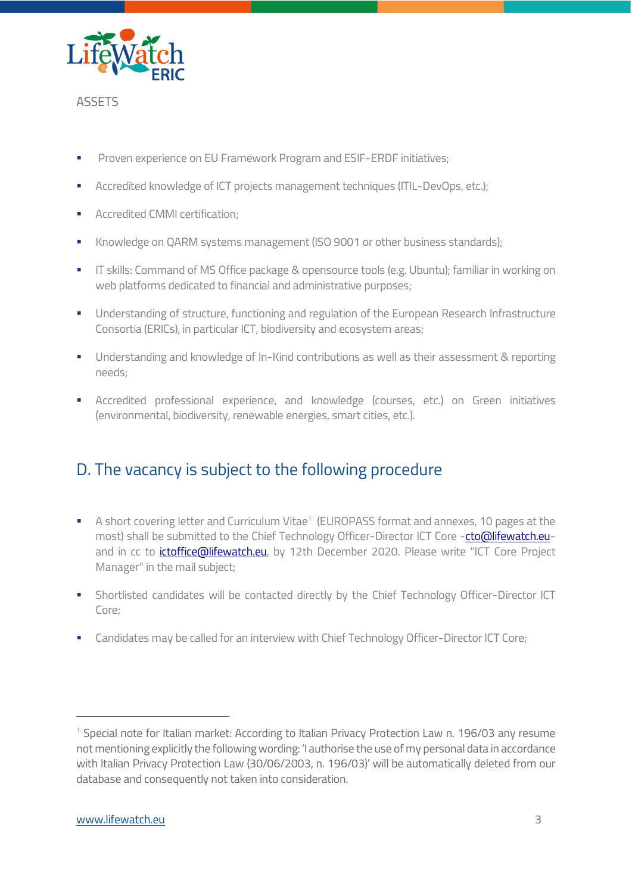ASSETS

- Proven experience on EU Framework Program and ESIF-ERDF initiatives;
- Accredited knowledge of ICT projects management techniques (ITIL-DevOps, etc.);
- Accredited CMMI certification;
- Knowledge on QARM systems management (ISO 9001 or other business standards);
- IT skills: Command of MS Office package & opensource tools (e.g. Ubuntu); familiar in working on web platforms dedicated to financial and administrative purposes;
- Understanding of structure, functioning and regulation of the European Research Infrastructure Consortia (ERICs), in particular ICT, biodiversity and ecosystem areas;
- Understanding and knowledge of In-Kind contributions as well as their assessment & reporting needs;
- Accredited professional experience, and knowledge (courses, etc.) on Green initiatives (environmental, biodiversity, renewable energies, smart cities, etc.).

## D. The vacancy is subject to the following procedure

- A short covering letter and Curriculum Vitae[1] (EUROPASS format and annexes, 10 pages at the most) shall be submitted to the Chief Technology Officer-Director ICT Core -cto@lifewatch.eu- and in cc to ictoffice@lifewatch.eu, by 12th December 2020. Please write "ICT Core Project Manager" in the mail subject;
- Shortlisted candidates will be contacted directly by the Chief Technology Officer-Director ICT Core;
- Candidates may be called for an interview with Chief Technology Officer-Director ICT Core;

---

[1] Special note for Italian market: According to Italian Privacy Protection Law n. 196/03 any resume not mentioning explicitly the following wording: 'I authorise the use of my personal data in accordance with Italian Privacy Protection Law (30/06/2003, n. 196/03)' will be automatically deleted from our database and consequently not taken into consideration.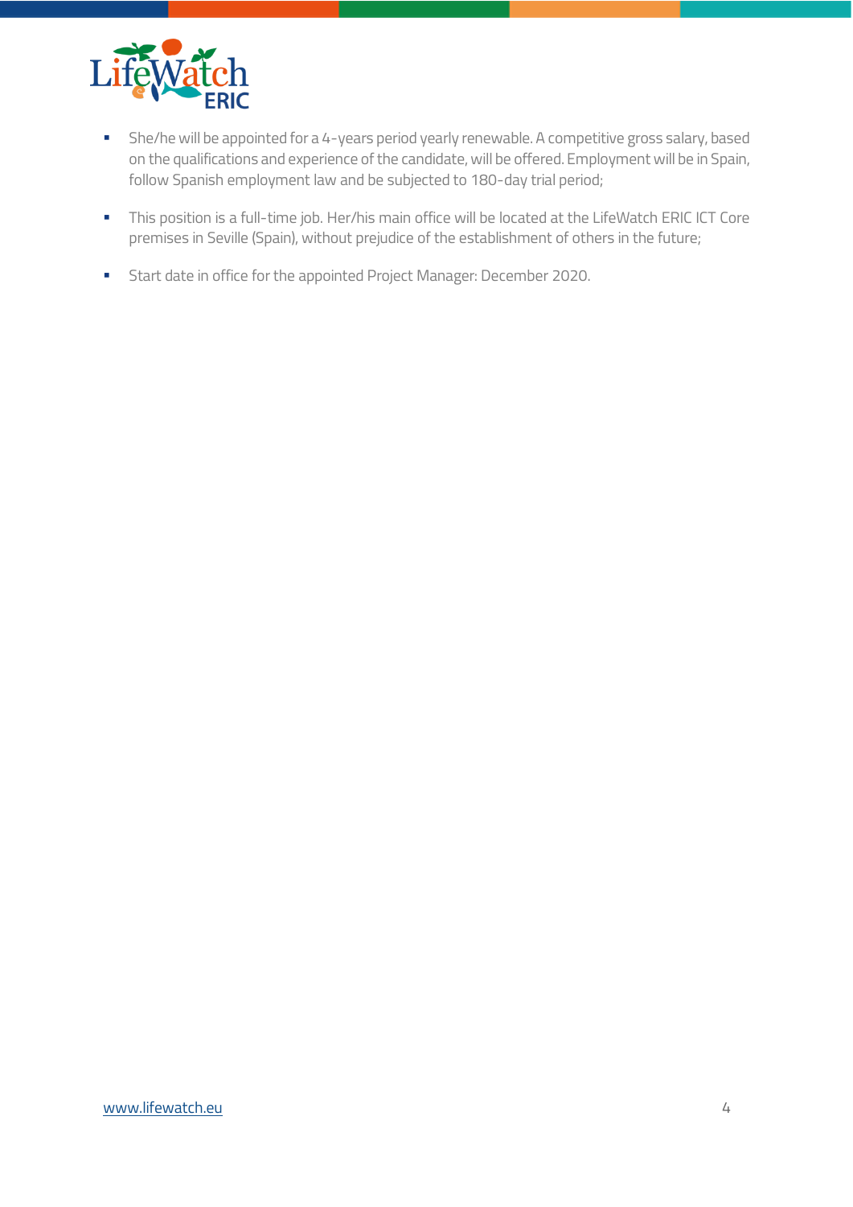- She/he will be appointed for a 4-years period yearly renewable. A competitive gross salary, based on the qualifications and experience of the candidate, will be offered. Employment will be in Spain, follow Spanish employment law and be subjected to 180-day trial period;
- This position is a full-time job. Her/his main office will be located at the LifeWatch ERIC ICT Core premises in Seville (Spain), without prejudice of the establishment of others in the future;
- Start date in office for the appointed Project Manager: December 2020.